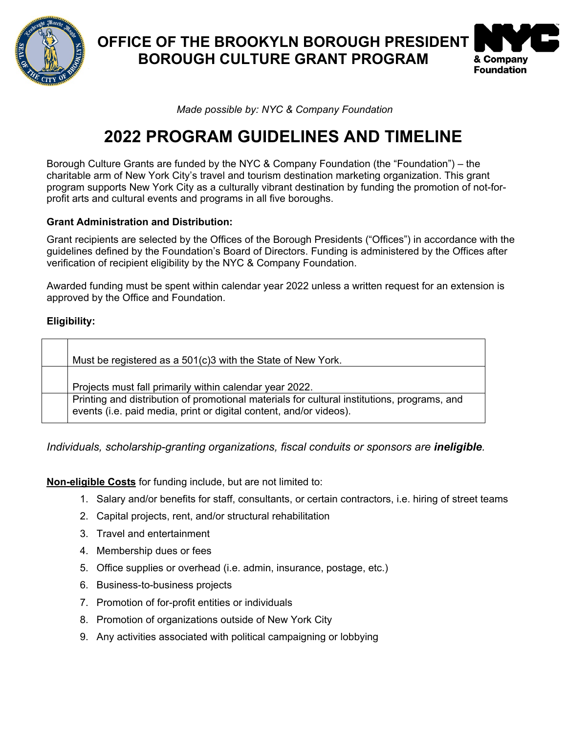# OFFICE OF THE BROOKYLN BOROUGH PRESIDENT
# BOROUGH CULTURE GRANT PROGRAM

*Made possible by: NYC & Company Foundation*

# 2022 PROGRAM GUIDELINES AND TIMELINE

Borough Culture Grants are funded by the NYC & Company Foundation (the "Foundation") – the charitable arm of New York City's travel and tourism destination marketing organization. This grant program supports New York City as a culturally vibrant destination by funding the promotion of not-for-profit arts and cultural events and programs in all five boroughs.

**Grant Administration and Distribution:**

Grant recipients are selected by the Offices of the Borough Presidents ("Offices") in accordance with the guidelines defined by the Foundation's Board of Directors. Funding is administered by the Offices after verification of recipient eligibility by the NYC & Company Foundation.

Awarded funding must be spent within calendar year 2022 unless a written request for an extension is approved by the Office and Foundation.

**Eligibility:**

| | |
|---|---|
| | Must be registered as a 501(c)3 with the State of New York. |
| | Projects must fall primarily within calendar year 2022. |
| | Printing and distribution of promotional materials for cultural institutions, programs, and events (i.e. paid media, print or digital content, and/or videos). |

*Individuals, scholarship-granting organizations, fiscal conduits or sponsors are* ***ineligible****.*

**Non-eligible Costs** for funding include, but are not limited to:

1. Salary and/or benefits for staff, consultants, or certain contractors, i.e. hiring of street teams
2. Capital projects, rent, and/or structural rehabilitation
3. Travel and entertainment
4. Membership dues or fees
5. Office supplies or overhead (i.e. admin, insurance, postage, etc.)
6. Business-to-business projects
7. Promotion of for-profit entities or individuals
8. Promotion of organizations outside of New York City
9. Any activities associated with political campaigning or lobbying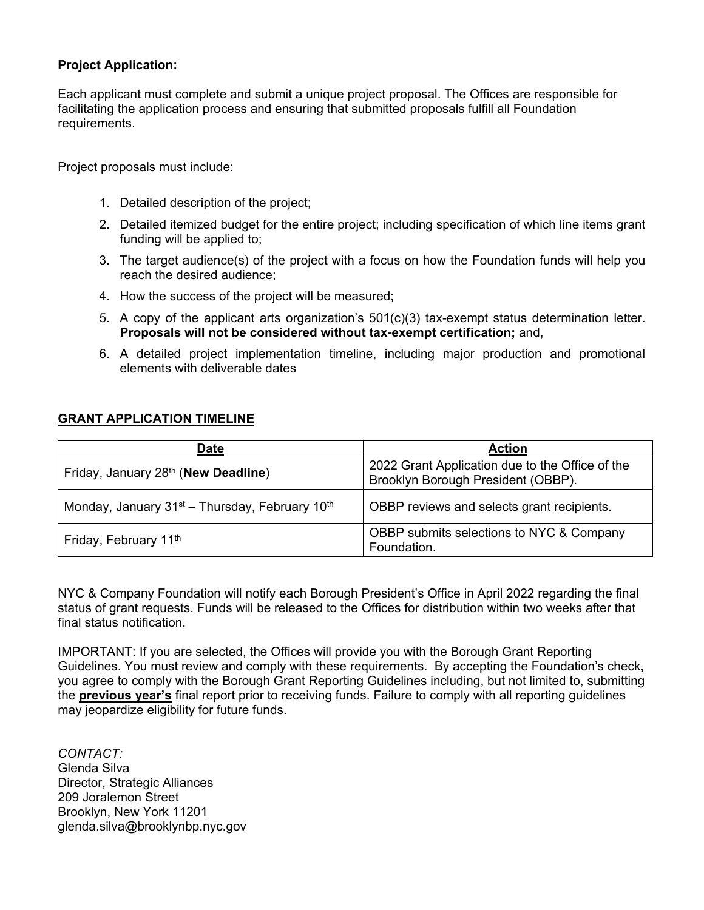**Project Application:**

Each applicant must complete and submit a unique project proposal. The Offices are responsible for facilitating the application process and ensuring that submitted proposals fulfill all Foundation requirements.

Project proposals must include:

1. Detailed description of the project;
2. Detailed itemized budget for the entire project; including specification of which line items grant funding will be applied to;
3. The target audience(s) of the project with a focus on how the Foundation funds will help you reach the desired audience;
4. How the success of the project will be measured;
5. A copy of the applicant arts organization's 501(c)(3) tax-exempt status determination letter. **Proposals will not be considered without tax-exempt certification;** and,
6. A detailed project implementation timeline, including major production and promotional elements with deliverable dates

**GRANT APPLICATION TIMELINE**

| **Date** | **Action** |
|---|---|
| Friday, January 28th (**New Deadline**) | 2022 Grant Application due to the Office of the Brooklyn Borough President (OBBP). |
| Monday, January 31st – Thursday, February 10th | OBBP reviews and selects grant recipients. |
| Friday, February 11th | OBBP submits selections to NYC & Company Foundation. |

NYC & Company Foundation will notify each Borough President's Office in April 2022 regarding the final status of grant requests. Funds will be released to the Offices for distribution within two weeks after that final status notification.

IMPORTANT: If you are selected, the Offices will provide you with the Borough Grant Reporting Guidelines. You must review and comply with these requirements. By accepting the Foundation's check, you agree to comply with the Borough Grant Reporting Guidelines including, but not limited to, submitting the **previous year's** final report prior to receiving funds. Failure to comply with all reporting guidelines may jeopardize eligibility for future funds.

*CONTACT:*
Glenda Silva
Director, Strategic Alliances
209 Joralemon Street
Brooklyn, New York 11201
glenda.silva@brooklynbp.nyc.gov